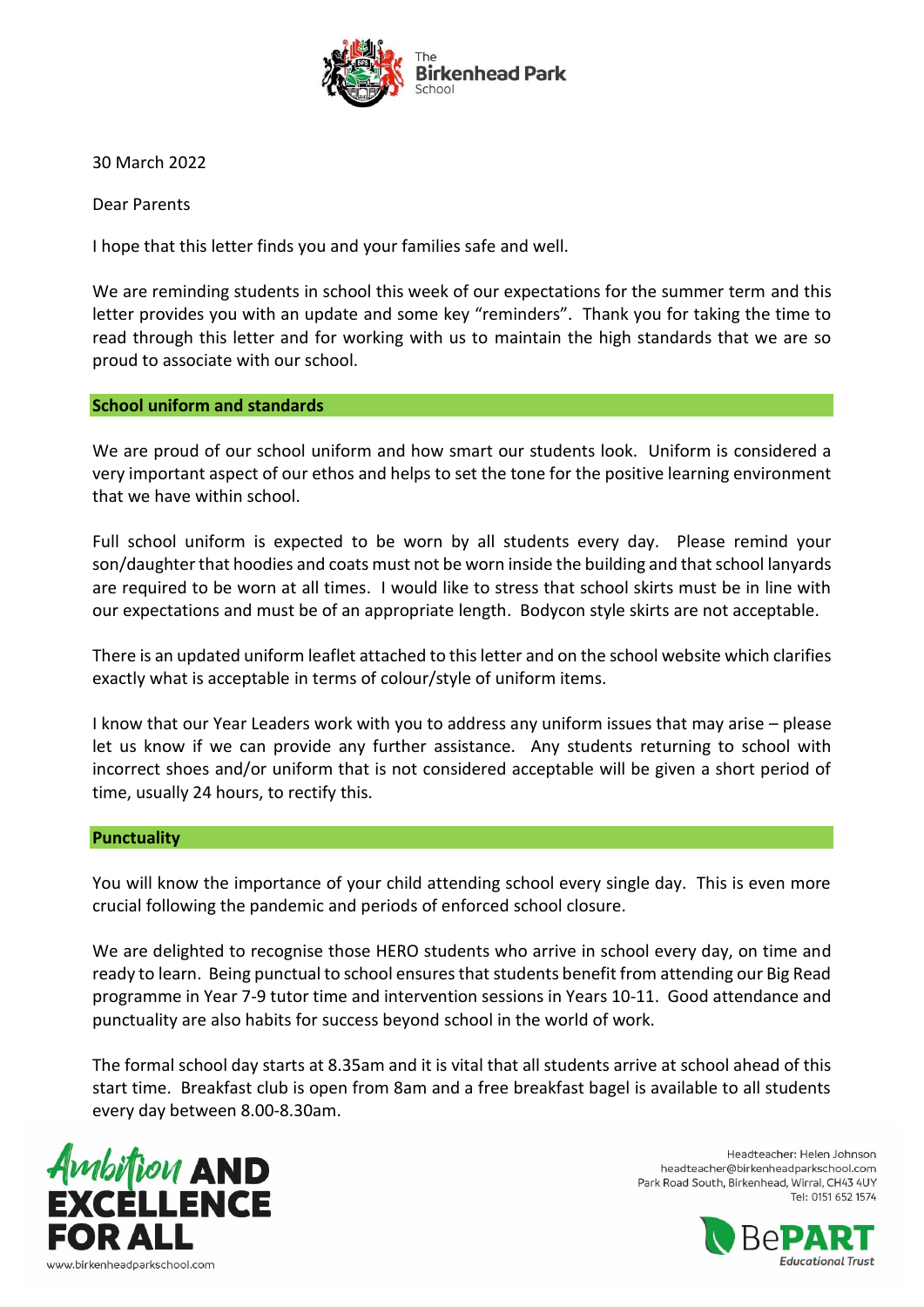30 March 2022

Dear Parents

I hope that this letter finds you and your families safe and well.

We are reminding students in school this week of our expectations for the summer term and this letter provides you with an update and some key "reminders". Thank you for taking the time to read through this letter and for working with us to maintain the high standards that we are so proud to associate with our school.

## School uniform and standards

We are proud of our school uniform and how smart our students look. Uniform is considered a very important aspect of our ethos and helps to set the tone for the positive learning environment that we have within school.

Full school uniform is expected to be worn by all students every day. Please remind your son/daughter that hoodies and coats must not be worn inside the building and that school lanyards are required to be worn at all times. I would like to stress that school skirts must be in line with our expectations and must be of an appropriate length. Bodycon style skirts are not acceptable.

There is an updated uniform leaflet attached to this letter and on the school website which clarifies exactly what is acceptable in terms of colour/style of uniform items.

I know that our Year Leaders work with you to address any uniform issues that may arise – please let us know if we can provide any further assistance. Any students returning to school with incorrect shoes and/or uniform that is not considered acceptable will be given a short period of time, usually 24 hours, to rectify this.

## Punctuality

You will know the importance of your child attending school every single day. This is even more crucial following the pandemic and periods of enforced school closure.

We are delighted to recognise those HERO students who arrive in school every day, on time and ready to learn. Being punctual to school ensures that students benefit from attending our Big Read programme in Year 7-9 tutor time and intervention sessions in Years 10-11. Good attendance and punctuality are also habits for success beyond school in the world of work.

The formal school day starts at 8.35am and it is vital that all students arrive at school ahead of this start time. Breakfast club is open from 8am and a free breakfast bagel is available to all students every day between 8.00-8.30am.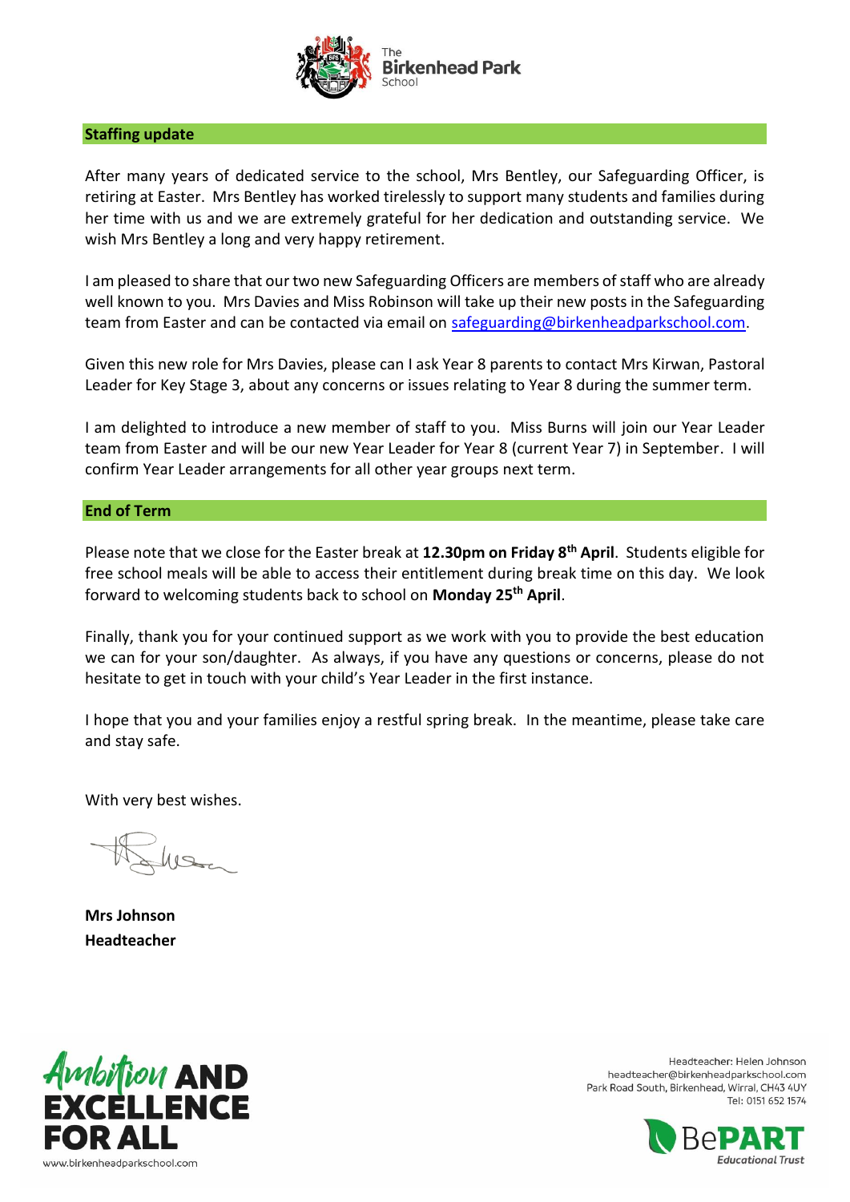## Staffing update

After many years of dedicated service to the school, Mrs Bentley, our Safeguarding Officer, is retiring at Easter. Mrs Bentley has worked tirelessly to support many students and families during her time with us and we are extremely grateful for her dedication and outstanding service. We wish Mrs Bentley a long and very happy retirement.

I am pleased to share that our two new Safeguarding Officers are members of staff who are already well known to you. Mrs Davies and Miss Robinson will take up their new posts in the Safeguarding team from Easter and can be contacted via email on safeguarding@birkenheadparkschool.com.

Given this new role for Mrs Davies, please can I ask Year 8 parents to contact Mrs Kirwan, Pastoral Leader for Key Stage 3, about any concerns or issues relating to Year 8 during the summer term.

I am delighted to introduce a new member of staff to you. Miss Burns will join our Year Leader team from Easter and will be our new Year Leader for Year 8 (current Year 7) in September. I will confirm Year Leader arrangements for all other year groups next term.

## End of Term

Please note that we close for the Easter break at **12.30pm on Friday 8th April**. Students eligible for free school meals will be able to access their entitlement during break time on this day. We look forward to welcoming students back to school on **Monday 25th April**.

Finally, thank you for your continued support as we work with you to provide the best education we can for your son/daughter. As always, if you have any questions or concerns, please do not hesitate to get in touch with your child's Year Leader in the first instance.

I hope that you and your families enjoy a restful spring break. In the meantime, please take care and stay safe.

With very best wishes.

**Mrs Johnson**
**Headteacher**

Ambition AND EXCELLENCE FOR ALL

www.birkenheadparkschool.com

Headteacher: Helen Johnson
headteacher@birkenheadparkschool.com
Park Road South, Birkenhead, Wirral, CH43 4UY
Tel: 0151 652 1574

BePART Educational Trust